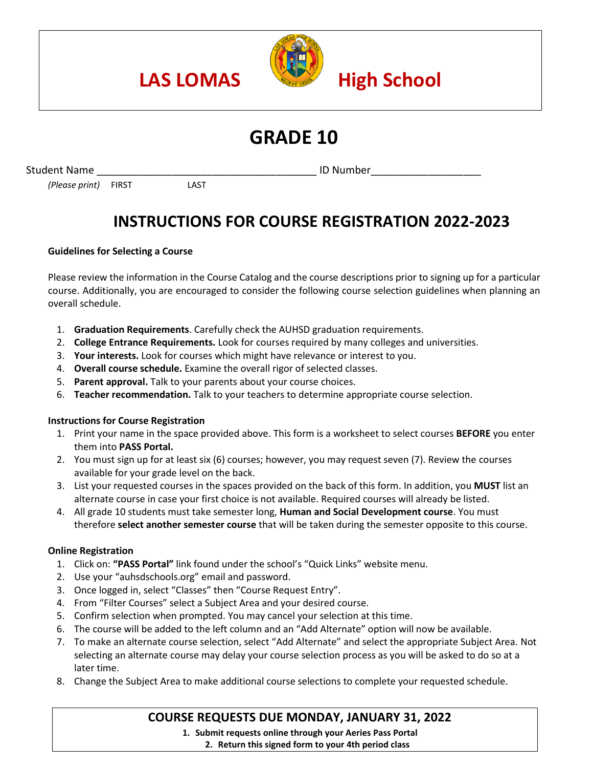# LAS LOMAS High School

## GRADE 10

Student Name ______________________________________ ID Number__________________

*(Please print)* FIRST LAST

## INSTRUCTIONS FOR COURSE REGISTRATION 2022-2023

**Guidelines for Selecting a Course**

Please review the information in the Course Catalog and the course descriptions prior to signing up for a particular course. Additionally, you are encouraged to consider the following course selection guidelines when planning an overall schedule.

1. **Graduation Requirements**. Carefully check the AUHSD graduation requirements.
2. **College Entrance Requirements.** Look for courses required by many colleges and universities.
3. **Your interests.** Look for courses which might have relevance or interest to you.
4. **Overall course schedule.** Examine the overall rigor of selected classes.
5. **Parent approval.** Talk to your parents about your course choices.
6. **Teacher recommendation.** Talk to your teachers to determine appropriate course selection.

**Instructions for Course Registration**

1. Print your name in the space provided above. This form is a worksheet to select courses **BEFORE** you enter them into **PASS Portal.**
2. You must sign up for at least six (6) courses; however, you may request seven (7). Review the courses available for your grade level on the back.
3. List your requested courses in the spaces provided on the back of this form. In addition, you **MUST** list an alternate course in case your first choice is not available. Required courses will already be listed.
4. All grade 10 students must take semester long, **Human and Social Development course**. You must therefore **select another semester course** that will be taken during the semester opposite to this course.

**Online Registration**

1. Click on: **"PASS Portal"** link found under the school's "Quick Links" website menu.
2. Use your "auhsdschools.org" email and password.
3. Once logged in, select "Classes" then "Course Request Entry".
4. From "Filter Courses" select a Subject Area and your desired course.
5. Confirm selection when prompted. You may cancel your selection at this time.
6. The course will be added to the left column and an "Add Alternate" option will now be available.
7. To make an alternate course selection, select "Add Alternate" and select the appropriate Subject Area. Not selecting an alternate course may delay your course selection process as you will be asked to do so at a later time.
8. Change the Subject Area to make additional course selections to complete your requested schedule.

**COURSE REQUESTS DUE MONDAY, JANUARY 31, 2022**

1. **Submit requests online through your Aeries Pass Portal**
2. **Return this signed form to your 4th period class**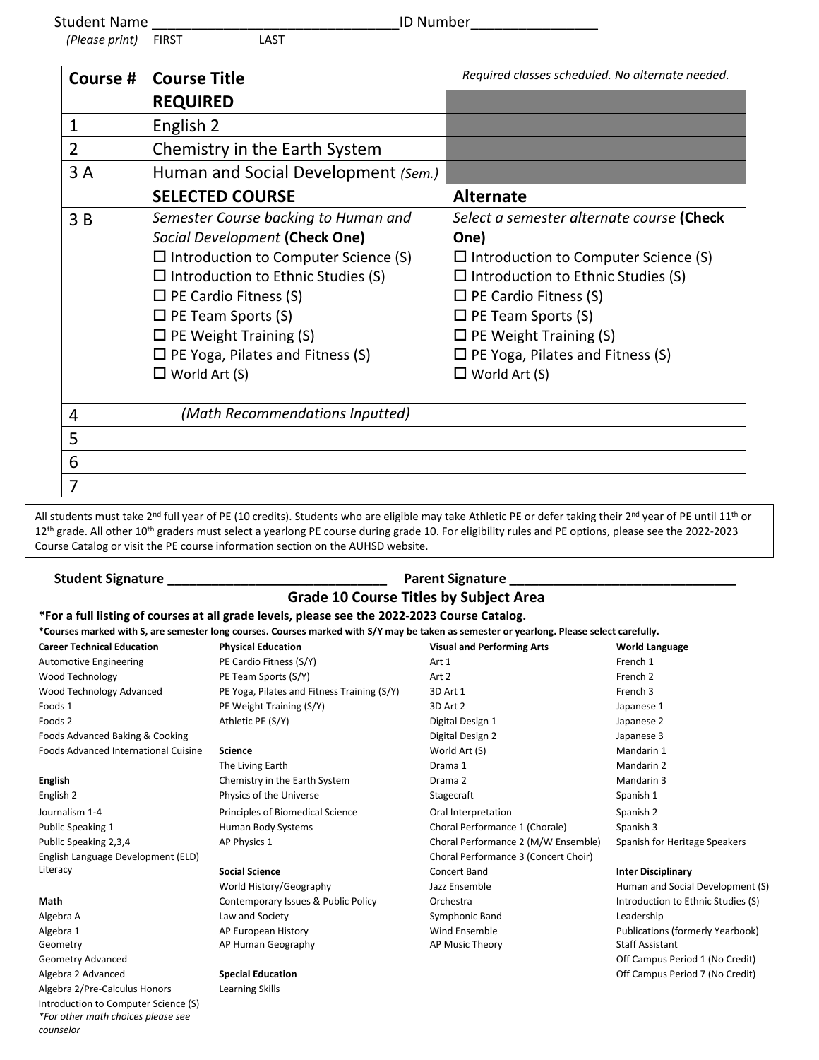Student Name _______________________________ID Number________________

*(Please print)* FIRST LAST

| Course # | Course Title | *Required classes scheduled. No alternate needed.* |
|---|---|---|
| | **REQUIRED** | |
| 1 | English 2 | |
| 2 | Chemistry in the Earth System | |
| 3 A | Human and Social Development *(Sem.)* | |
| | **SELECTED COURSE** | **Alternate** |
| 3 B | *Semester Course backing to Human and Social Development* **(Check One)**<br>☐ Introduction to Computer Science (S)<br>☐ Introduction to Ethnic Studies (S)<br>☐ PE Cardio Fitness (S)<br>☐ PE Team Sports (S)<br>☐ PE Weight Training (S)<br>☐ PE Yoga, Pilates and Fitness (S)<br>☐ World Art (S) | *Select a semester alternate course* **(Check One)**<br>☐ Introduction to Computer Science (S)<br>☐ Introduction to Ethnic Studies (S)<br>☐ PE Cardio Fitness (S)<br>☐ PE Team Sports (S)<br>☐ PE Weight Training (S)<br>☐ PE Yoga, Pilates and Fitness (S)<br>☐ World Art (S) |
| 4 | *(Math Recommendations Inputted)* | |
| 5 | | |
| 6 | | |
| 7 | | |

All students must take 2nd full year of PE (10 credits). Students who are eligible may take Athletic PE or defer taking their 2nd year of PE until 11th or 12th grade. All other 10th graders must select a yearlong PE course during grade 10. For eligibility rules and PE options, please see the 2022-2023 Course Catalog or visit the PE course information section on the AUHSD website.

**Student Signature ______________________________ Parent Signature ______________________________**

## Grade 10 Course Titles by Subject Area

**\*For a full listing of courses at all grade levels, please see the 2022-2023 Course Catalog.**

**\*Courses marked with S, are semester long courses. Courses marked with S/Y may be taken as semester or yearlong. Please select carefully.**

**Career Technical Education**
- Automotive Engineering
- Wood Technology
- Wood Technology Advanced
- Foods 1
- Foods 2
- Foods Advanced Baking & Cooking
- Foods Advanced International Cuisine

**English**
- English 2
- Journalism 1-4
- Public Speaking 1
- Public Speaking 2,3,4
- English Language Development (ELD) Literacy

**Math**
- Algebra A
- Algebra 1
- Geometry
- Geometry Advanced
- Algebra 2 Advanced
- Algebra 2/Pre-Calculus Honors
- Introduction to Computer Science (S)

*\*For other math choices please see counselor*

**Physical Education**
- PE Cardio Fitness (S/Y)
- PE Team Sports (S/Y)
- PE Yoga, Pilates and Fitness Training (S/Y)
- PE Weight Training (S/Y)
- Athletic PE (S/Y)

**Science**
- The Living Earth
- Chemistry in the Earth System
- Physics of the Universe
- Principles of Biomedical Science
- Human Body Systems
- AP Physics 1

**Social Science**
- World History/Geography
- Contemporary Issues & Public Policy
- Law and Society
- AP European History
- AP Human Geography

**Special Education**
- Learning Skills

**Visual and Performing Arts**
- Art 1
- Art 2
- 3D Art 1
- 3D Art 2
- Digital Design 1
- Digital Design 2
- World Art (S)
- Drama 1
- Drama 2
- Stagecraft
- Oral Interpretation
- Choral Performance 1 (Chorale)
- Choral Performance 2 (M/W Ensemble)
- Choral Performance 3 (Concert Choir)
- Concert Band
- Jazz Ensemble
- Orchestra
- Symphonic Band
- Wind Ensemble
- AP Music Theory

**World Language**
- French 1
- French 2
- French 3
- Japanese 1
- Japanese 2
- Japanese 3
- Mandarin 1
- Mandarin 2
- Mandarin 3
- Spanish 1
- Spanish 2
- Spanish 3
- Spanish for Heritage Speakers

**Inter Disciplinary**
- Human and Social Development (S)
- Introduction to Ethnic Studies (S)
- Leadership
- Publications (formerly Yearbook)
- Staff Assistant
- Off Campus Period 1 (No Credit)
- Off Campus Period 7 (No Credit)